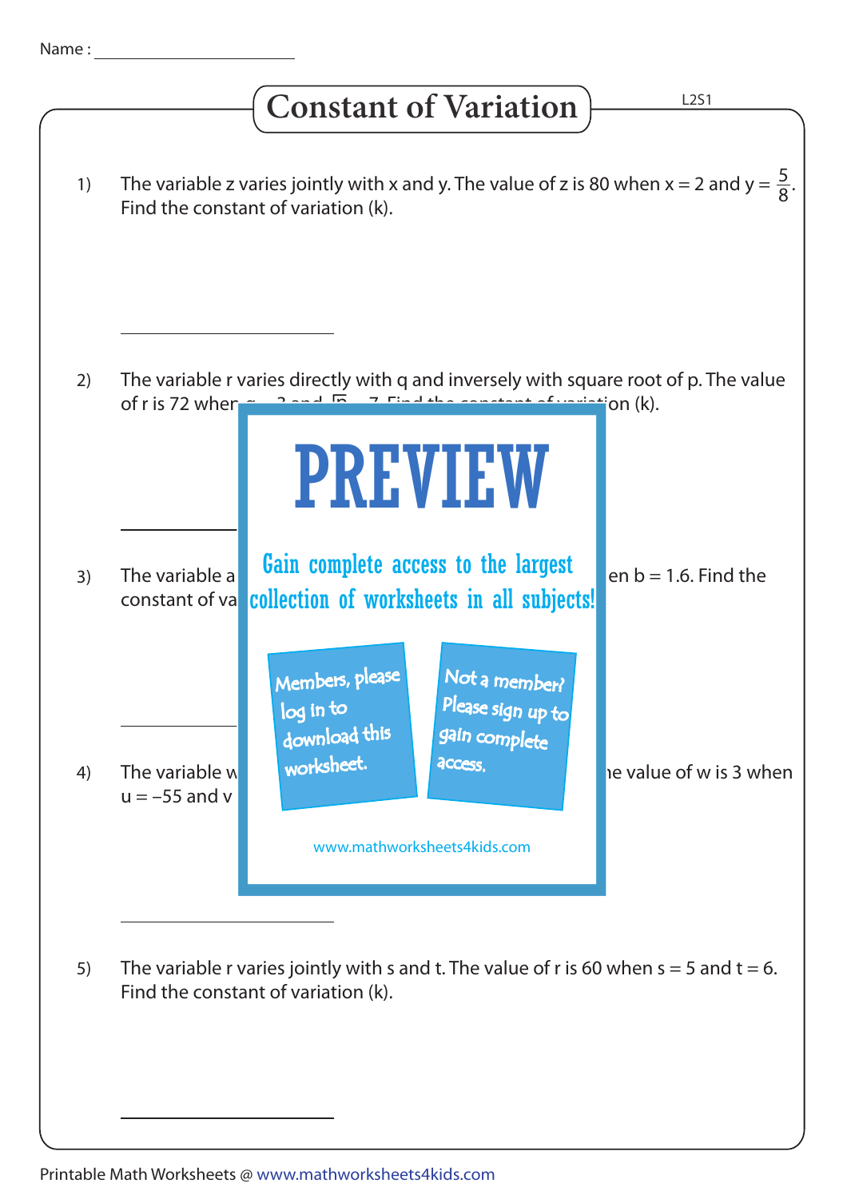Name : ______________________

# Constant of Variation

L2S1

1) The variable z varies jointly with x and y. The value of z is 80 when $x = 2$ and $y = \frac{5}{8}$. Find the constant of variation (k).

______________________

2) The variable r varies directly with q and inversely with square root of p. The value of r is 72 when q ... ion (k).

______________________

3) The variable a ... en $b = 1.6$. Find the constant of va...

______________________

4) The variable w ... e value of w is 3 when $u = -55$ and v ...

______________________

5) The variable r varies jointly with s and t. The value of r is 60 when $s = 5$ and $t = 6$. Find the constant of variation (k).

______________________

PREVIEW

Gain complete access to the largest collection of worksheets in all subjects!

Members, please log in to download this worksheet.

Not a member? Please sign up to gain complete access.

www.mathworksheets4kids.com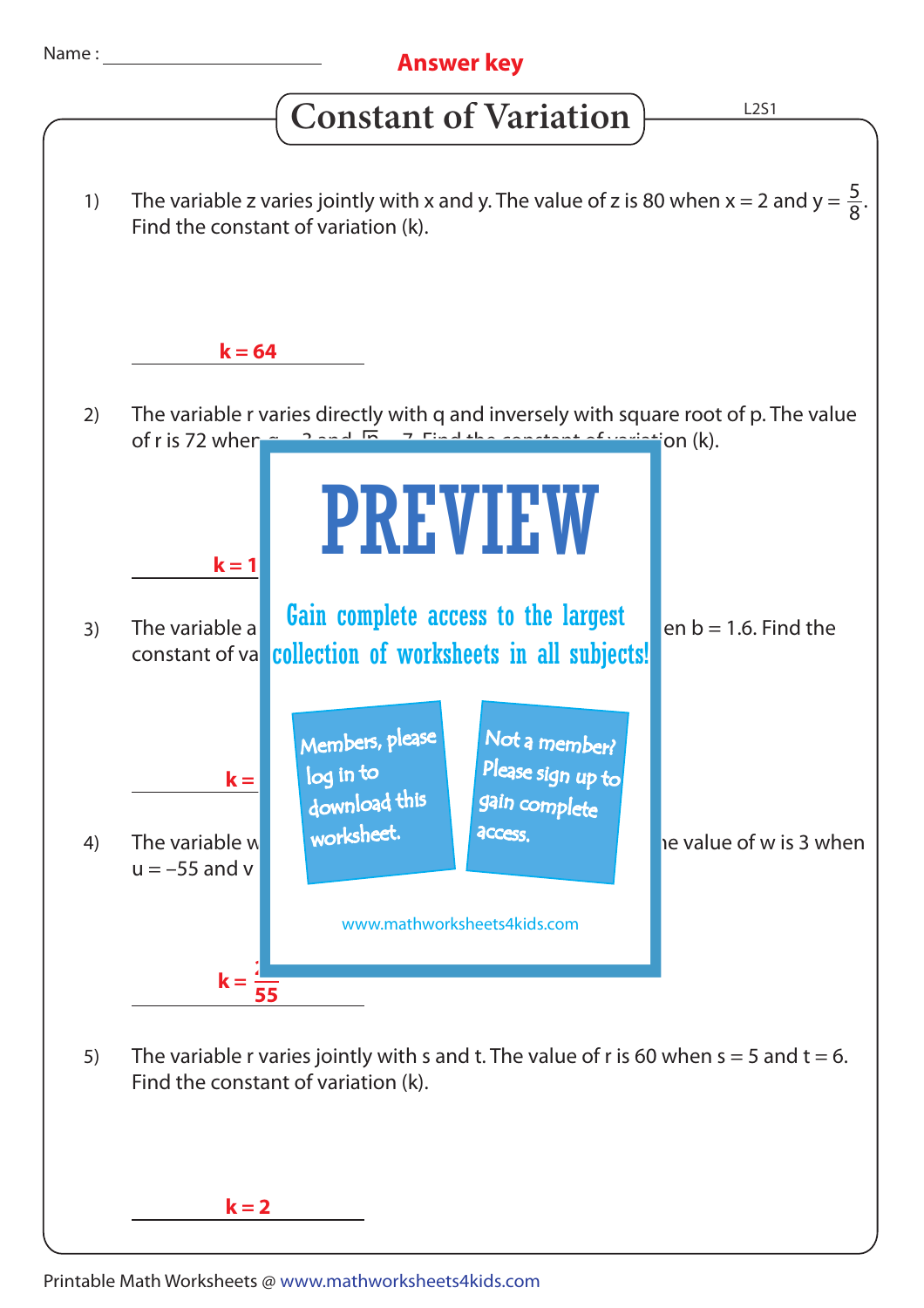Name : ______________________

**Answer key**

# Constant of Variation

L2S1

1) The variable z varies jointly with x and y. The value of z is 80 when x = 2 and $y = \frac{5}{8}$. Find the constant of variation (k).

**k = 64**

2) The variable r varies directly with q and inversely with square root of p. The value of r is 72 when q ... 3 and $\sqrt{p}$ ... 7. Find the constant of variation (k).

**k = 1**

3) The variable a ... en b = 1.6. Find the constant of va...

**k =**

4) The variable w ... he value of w is 3 when u = –55 and v ...

**$k = \frac{?}{55}$**

PREVIEW

Gain complete access to the largest collection of worksheets in all subjects!

Members, please log in to download this worksheet.

Not a member? Please sign up to gain complete access.

www.mathworksheets4kids.com

5) The variable r varies jointly with s and t. The value of r is 60 when s = 5 and t = 6. Find the constant of variation (k).

**k = 2**

Printable Math Worksheets @ www.mathworksheets4kids.com